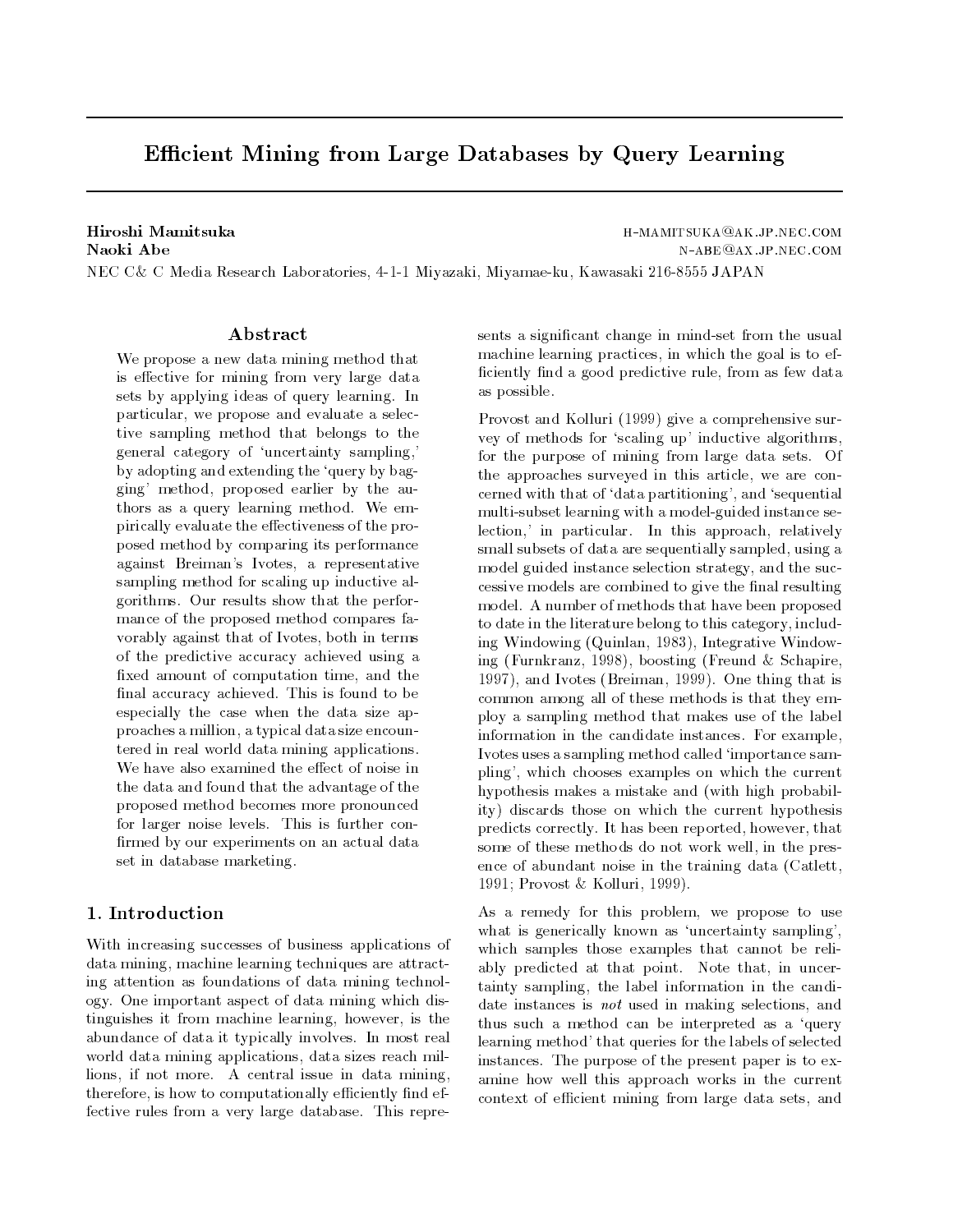# Efficient Mining from Large Databases by Query Learning

**Hiroshi Mamitsuka** H-MAMITSUKA@AK.JP.NEC.COM
**Naoki Abe** N-ABE@AX.JP.NEC.COM

NEC C& C Media Research Laboratories, 4-1-1 Miyazaki, Miyamae-ku, Kawasaki 216-8555 JAPAN

## Abstract

We propose a new data mining method that is effective for mining from very large data sets by applying ideas of query learning. In particular, we propose and evaluate a selective sampling method that belongs to the general category of 'uncertainty sampling,' by adopting and extending the 'query by bagging' method, proposed earlier by the authors as a query learning method. We empirically evaluate the effectiveness of the proposed method by comparing its performance against Breiman's Ivotes, a representative sampling method for scaling up inductive algorithms. Our results show that the performance of the proposed method compares favorably against that of Ivotes, both in terms of the predictive accuracy achieved using a fixed amount of computation time, and the final accuracy achieved. This is found to be especially the case when the data size approaches a million, a typical data size encountered in real world data mining applications. We have also examined the effect of noise in the data and found that the advantage of the proposed method becomes more pronounced for larger noise levels. This is further confirmed by our experiments on an actual data set in database marketing.

## 1. Introduction

With increasing successes of business applications of data mining, machine learning techniques are attracting attention as foundations of data mining technology. One important aspect of data mining which distinguishes it from machine learning, however, is the abundance of data it typically involves. In most real world data mining applications, data sizes reach millions, if not more. A central issue in data mining, therefore, is how to computationally efficiently find effective rules from a very large database. This represents a significant change in mind-set from the usual machine learning practices, in which the goal is to efficiently find a good predictive rule, from as few data as possible.

Provost and Kolluri (1999) give a comprehensive survey of methods for 'scaling up' inductive algorithms, for the purpose of mining from large data sets. Of the approaches surveyed in this article, we are concerned with that of 'data partitioning', and 'sequential multi-subset learning with a model-guided instance selection,' in particular. In this approach, relatively small subsets of data are sequentially sampled, using a model guided instance selection strategy, and the successive models are combined to give the final resulting model. A number of methods that have been proposed to date in the literature belong to this category, including Windowing (Quinlan, 1983), Integrative Windowing (Furnkranz, 1998), boosting (Freund & Schapire, 1997), and Ivotes (Breiman, 1999). One thing that is common among all of these methods is that they employ a sampling method that makes use of the label information in the candidate instances. For example, Ivotes uses a sampling method called 'importance sampling', which chooses examples on which the current hypothesis makes a mistake and (with high probability) discards those on which the current hypothesis predicts correctly. It has been reported, however, that some of these methods do not work well, in the presence of abundant noise in the training data (Catlett, 1991; Provost & Kolluri, 1999).

As a remedy for this problem, we propose to use what is generically known as 'uncertainty sampling', which samples those examples that cannot be reliably predicted at that point. Note that, in uncertainty sampling, the label information in the candidate instances is *not* used in making selections, and thus such a method can be interpreted as a 'query learning method' that queries for the labels of selected instances. The purpose of the present paper is to examine how well this approach works in the current context of efficient mining from large data sets, and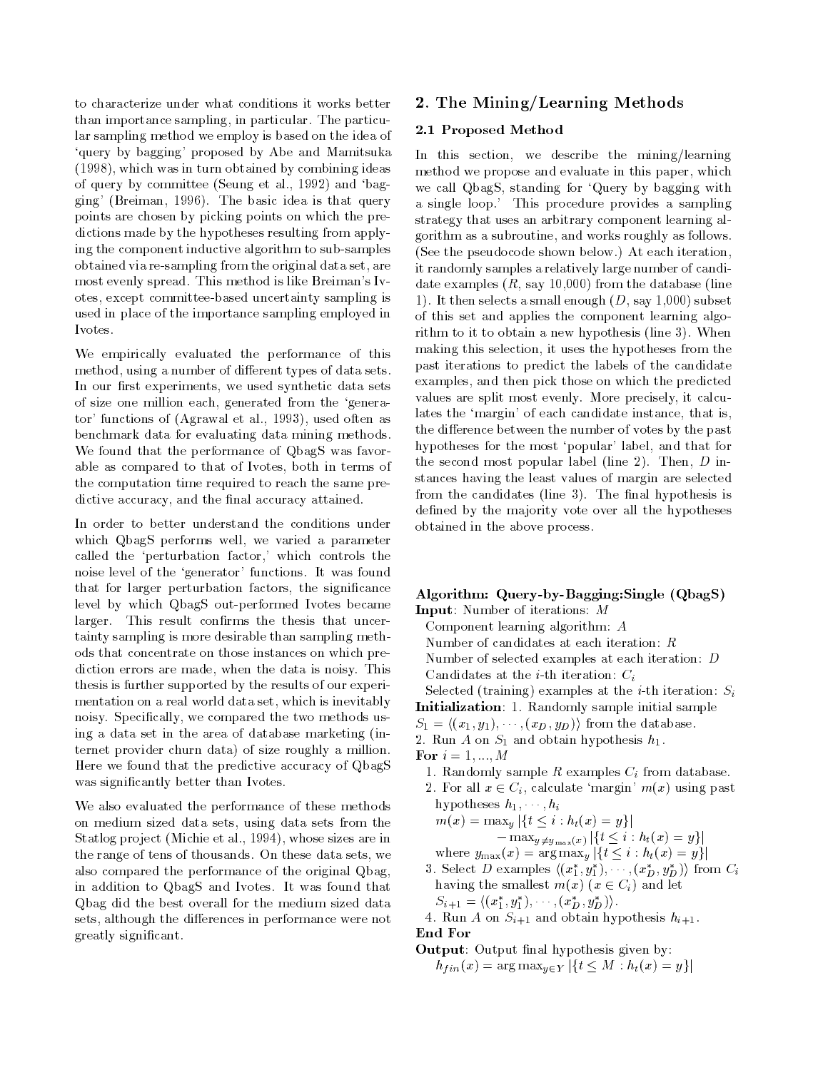to characterize under what conditions it works better than importance sampling, in particular. The particular sampling method we employ is based on the idea of 'query by bagging' proposed by Abe and Mamitsuka (1998), which was in turn obtained by combining ideas of query by committee (Seung et al., 1992) and 'bagging' (Breiman, 1996). The basic idea is that query points are chosen by picking points on which the predictions made by the hypotheses resulting from applying the component inductive algorithm to sub-samples obtained via re-sampling from the original data set, are most evenly spread. This method is like Breiman's Ivotes, except committee-based uncertainty sampling is used in place of the importance sampling employed in Ivotes.

We empirically evaluated the performance of this method, using a number of different types of data sets. In our first experiments, we used synthetic data sets of size one million each, generated from the 'generator' functions of (Agrawal et al., 1993), used often as benchmark data for evaluating data mining methods. We found that the performance of QbagS was favorable as compared to that of Ivotes, both in terms of the computation time required to reach the same predictive accuracy, and the final accuracy attained.

In order to better understand the conditions under which QbagS performs well, we varied a parameter called the 'perturbation factor,' which controls the noise level of the 'generator' functions. It was found that for larger perturbation factors, the significance level by which QbagS out-performed Ivotes became larger. This result confirms the thesis that uncertainty sampling is more desirable than sampling methods that concentrate on those instances on which prediction errors are made, when the data is noisy. This thesis is further supported by the results of our experimentation on a real world data set, which is inevitably noisy. Specifically, we compared the two methods using a data set in the area of database marketing (internet provider churn data) of size roughly a million. Here we found that the predictive accuracy of QbagS was significantly better than Ivotes.

We also evaluated the performance of these methods on medium sized data sets, using data sets from the Statlog project (Michie et al., 1994), whose sizes are in the range of tens of thousands. On these data sets, we also compared the performance of the original Qbag, in addition to QbagS and Ivotes. It was found that Qbag did the best overall for the medium sized data sets, although the differences in performance were not greatly significant.

## 2. The Mining/Learning Methods

### 2.1 Proposed Method

In this section, we describe the mining/learning method we propose and evaluate in this paper, which we call QbagS, standing for 'Query by bagging with a single loop.' This procedure provides a sampling strategy that uses an arbitrary component learning algorithm as a subroutine, and works roughly as follows. (See the pseudocode shown below.) At each iteration, it randomly samples a relatively large number of candidate examples ($R$, say 10,000) from the database (line 1). It then selects a small enough ($D$, say 1,000) subset of this set and applies the component learning algorithm to it to obtain a new hypothesis (line 3). When making this selection, it uses the hypotheses from the past iterations to predict the labels of the candidate examples, and then pick those on which the predicted values are split most evenly. More precisely, it calculates the 'margin' of each candidate instance, that is, the difference between the number of votes by the past hypotheses for the most 'popular' label, and that for the second most popular label (line 2). Then, $D$ instances having the least values of margin are selected from the candidates (line 3). The final hypothesis is defined by the majority vote over all the hypotheses obtained in the above process.

**Algorithm: Query-by-Bagging:Single (QbagS)**

**Input**: Number of iterations: $M$

Component learning algorithm: $A$

Number of candidates at each iteration: $R$

Number of selected examples at each iteration: $D$

Candidates at the $i$-th iteration: $C_i$

Selected (training) examples at the $i$-th iteration: $S_i$

**Initialization**: 1. Randomly sample initial sample $S_1 = \langle (x_1, y_1), \cdots, (x_D, y_D) \rangle$ from the database.

2. Run $A$ on $S_1$ and obtain hypothesis $h_1$.

**For** $i = 1, ..., M$

1. Randomly sample $R$ examples $C_i$ from database.
2. For all $x \in C_i$, calculate 'margin' $m(x)$ using past hypotheses $h_1, \cdots, h_i$

   $m(x) = \max_y |\{t \leq i : h_t(x) = y\}|$
   $\quad - \max_{y \neq y_{\max}(x)} |\{t \leq i : h_t(x) = y\}|$

   where $y_{\max}(x) = \arg\max_y |\{t \leq i : h_t(x) = y\}|$
3. Select $D$ examples $\langle (x_1^*, y_1^*), \cdots, (x_D^*, y_D^*) \rangle$ from $C_i$ having the smallest $m(x)$ ($x \in C_i$) and let $S_{i+1} = \langle (x_1^*, y_1^*), \cdots, (x_D^*, y_D^*) \rangle$.
4. Run $A$ on $S_{i+1}$ and obtain hypothesis $h_{i+1}$.

**End For**

**Output**: Output final hypothesis given by:

$h_{fin}(x) = \arg\max_{y \in Y} |\{t \leq M : h_t(x) = y\}|$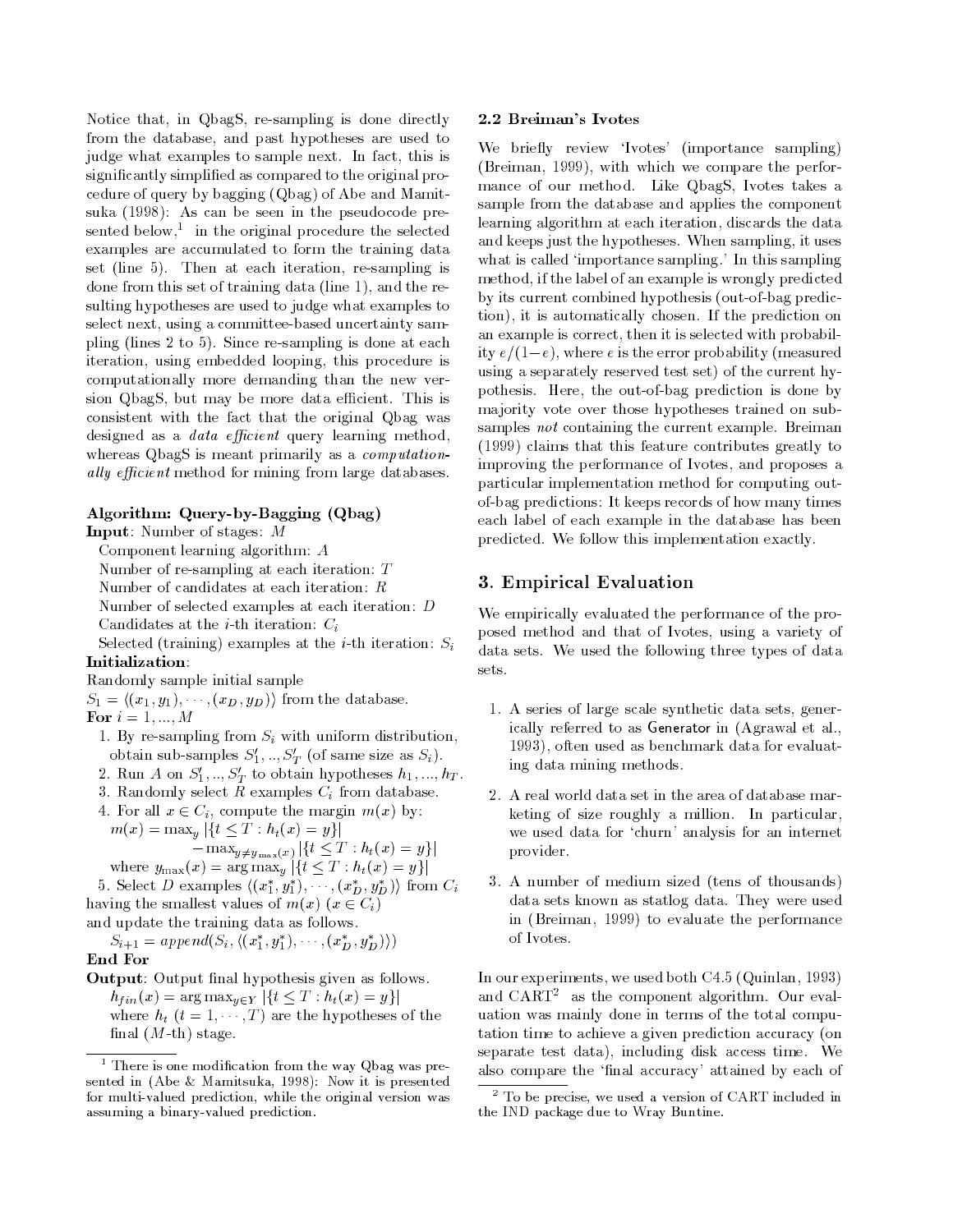Notice that, in QbagS, re-sampling is done directly from the database, and past hypotheses are used to judge what examples to sample next. In fact, this is significantly simplified as compared to the original procedure of query by bagging (Qbag) of Abe and Mamitsuka (1998): As can be seen in the pseudocode presented below,[1] in the original procedure the selected examples are accumulated to form the training data set (line 5). Then at each iteration, re-sampling is done from this set of training data (line 1), and the resulting hypotheses are used to judge what examples to select next, using a committee-based uncertainty sampling (lines 2 to 5). Since re-sampling is done at each iteration, using embedded looping, this procedure is computationally more demanding than the new version QbagS, but may be more data efficient. This is consistent with the fact that the original Qbag was designed as a *data efficient* query learning method, whereas QbagS is meant primarily as a *computationally efficient* method for mining from large databases.

**Algorithm: Query-by-Bagging (Qbag)**

**Input**: Number of stages: $M$

Component learning algorithm: $A$

Number of re-sampling at each iteration: $T$

Number of candidates at each iteration: $R$

Number of selected examples at each iteration: $D$

Candidates at the $i$-th iteration: $C_i$

Selected (training) examples at the $i$-th iteration: $S_i$

**Initialization**:

Randomly sample initial sample

$S_1 = \langle (x_1, y_1), \cdots, (x_D, y_D) \rangle$ from the database.

**For** $i = 1, ..., M$

1. By re-sampling from $S_i$ with uniform distribution, obtain sub-samples $S'_1, .., S'_T$ (of same size as $S_i$).
2. Run $A$ on $S'_1, .., S'_T$ to obtain hypotheses $h_1, ..., h_T$.
3. Randomly select $R$ examples $C_i$ from database.
4. For all $x \in C_i$, compute the margin $m(x)$ by:
$$m(x) = \max_y |\{t \leq T : h_t(x) = y\}| - \max_{y \neq y_{\max}(x)} |\{t \leq T : h_t(x) = y\}|$$
where $y_{\max}(x) = \arg\max_y |\{t \leq T : h_t(x) = y\}|$
5. Select $D$ examples $\langle (x^*_1, y^*_1), \cdots, (x^*_D, y^*_D) \rangle$ from $C_i$ having the smallest values of $m(x)$ ($x \in C_i$) and update the training data as follows.
$$S_{i+1} = append(S_i, \langle (x^*_1, y^*_1), \cdots, (x^*_D, y^*_D) \rangle)$$

**End For**

**Output**: Output final hypothesis given as follows.

$$h_{fin}(x) = \arg\max_{y \in Y} |\{t \leq T : h_t(x) = y\}|$$

where $h_t$ ($t = 1, \cdots, T$) are the hypotheses of the final ($M$-th) stage.

[1] There is one modification from the way Qbag was presented in (Abe & Mamitsuka, 1998): Now it is presented for multi-valued prediction, while the original version was assuming a binary-valued prediction.

### 2.2 Breiman's Ivotes

We briefly review 'Ivotes' (importance sampling) (Breiman, 1999), with which we compare the performance of our method. Like QbagS, Ivotes takes a sample from the database and applies the component learning algorithm at each iteration, discards the data and keeps just the hypotheses. When sampling, it uses what is called 'importance sampling.' In this sampling method, if the label of an example is wrongly predicted by its current combined hypothesis (out-of-bag prediction), it is automatically chosen. If the prediction on an example is correct, then it is selected with probability $e/(1-e)$, where $e$ is the error probability (measured using a separately reserved test set) of the current hypothesis. Here, the out-of-bag prediction is done by majority vote over those hypotheses trained on subsamples *not* containing the current example. Breiman (1999) claims that this feature contributes greatly to improving the performance of Ivotes, and proposes a particular implementation method for computing out-of-bag predictions: It keeps records of how many times each label of each example in the database has been predicted. We follow this implementation exactly.

## 3. Empirical Evaluation

We empirically evaluated the performance of the proposed method and that of Ivotes, using a variety of data sets. We used the following three types of data sets.

1. A series of large scale synthetic data sets, generically referred to as Generator in (Agrawal et al., 1993), often used as benchmark data for evaluating data mining methods.
2. A real world data set in the area of database marketing of size roughly a million. In particular, we used data for 'churn' analysis for an internet provider.
3. A number of medium sized (tens of thousands) data sets known as statlog data. They were used in (Breiman, 1999) to evaluate the performance of Ivotes.

In our experiments, we used both C4.5 (Quinlan, 1993) and CART[2] as the component algorithm. Our evaluation was mainly done in terms of the total computation time to achieve a given prediction accuracy (on separate test data), including disk access time. We also compare the 'final accuracy' attained by each of

[2] To be precise, we used a version of CART included in the IND package due to Wray Buntine.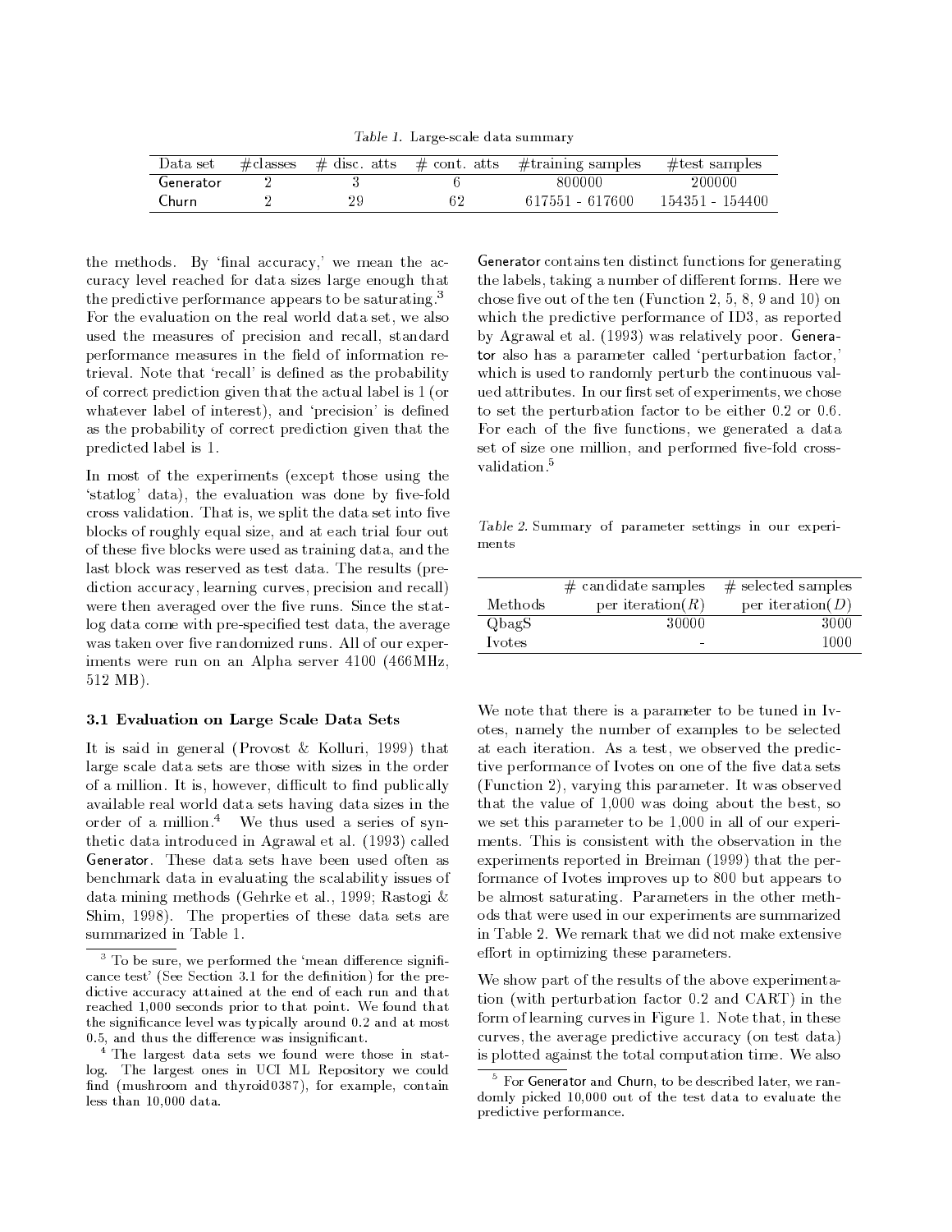*Table 1.* Large-scale data summary

| Data set | #classes | # disc. atts | # cont. atts | #training samples | #test samples |
|---|---|---|---|---|---|
| Generator | 2 | 3 | 6 | 800000 | 200000 |
| Churn | 2 | 29 | 62 | 617551 - 617600 | 154351 - 154400 |

the methods. By 'final accuracy,' we mean the accuracy level reached for data sizes large enough that the predictive performance appears to be saturating.[3] For the evaluation on the real world data set, we also used the measures of precision and recall, standard performance measures in the field of information retrieval. Note that 'recall' is defined as the probability of correct prediction given that the actual label is 1 (or whatever label of interest), and 'precision' is defined as the probability of correct prediction given that the predicted label is 1.

In most of the experiments (except those using the 'statlog' data), the evaluation was done by five-fold cross validation. That is, we split the data set into five blocks of roughly equal size, and at each trial four out of these five blocks were used as training data, and the last block was reserved as test data. The results (prediction accuracy, learning curves, precision and recall) were then averaged over the five runs. Since the statlog data come with pre-specified test data, the average was taken over five randomized runs. All of our experiments were run on an Alpha server 4100 (466MHz, 512 MB).

### 3.1 Evaluation on Large Scale Data Sets

It is said in general (Provost & Kolluri, 1999) that large scale data sets are those with sizes in the order of a million. It is, however, difficult to find publically available real world data sets having data sizes in the order of a million.[4] We thus used a series of synthetic data introduced in Agrawal et al. (1993) called Generator. These data sets have been used often as benchmark data in evaluating the scalability issues of data mining methods (Gehrke et al., 1999; Rastogi & Shim, 1998). The properties of these data sets are summarized in Table 1.

[3] To be sure, we performed the 'mean difference significance test' (See Section 3.1 for the definition) for the predictive accuracy attained at the end of each run and that reached 1,000 seconds prior to that point. We found that the significance level was typically around 0.2 and at most 0.5, and thus the difference was insignificant.

[4] The largest data sets we found were those in statlog. The largest ones in UCI ML Repository we could find (mushroom and thyroid0387), for example, contain less than 10,000 data.

Generator contains ten distinct functions for generating the labels, taking a number of different forms. Here we chose five out of the ten (Function 2, 5, 8, 9 and 10) on which the predictive performance of ID3, as reported by Agrawal et al. (1993) was relatively poor. Generator also has a parameter called 'perturbation factor,' which is used to randomly perturb the continuous valued attributes. In our first set of experiments, we chose to set the perturbation factor to be either 0.2 or 0.6. For each of the five functions, we generated a data set of size one million, and performed five-fold cross-validation.[5]

*Table 2.* Summary of parameter settings in our experiments

| Methods | # candidate samples per iteration($R$) | # selected samples per iteration($D$) |
|---|---|---|
| QbagS | 30000 | 3000 |
| Ivotes | - | 1000 |

We note that there is a parameter to be tuned in Ivotes, namely the number of examples to be selected at each iteration. As a test, we observed the predictive performance of Ivotes on one of the five data sets (Function 2), varying this parameter. It was observed that the value of 1,000 was doing about the best, so we set this parameter to be 1,000 in all of our experiments. This is consistent with the observation in the experiments reported in Breiman (1999) that the performance of Ivotes improves up to 800 but appears to be almost saturating. Parameters in the other methods that were used in our experiments are summarized in Table 2. We remark that we did not make extensive effort in optimizing these parameters.

We show part of the results of the above experimentation (with perturbation factor 0.2 and CART) in the form of learning curves in Figure 1. Note that, in these curves, the average predictive accuracy (on test data) is plotted against the total computation time. We also

[5] For Generator and Churn, to be described later, we randomly picked 10,000 out of the test data to evaluate the predictive performance.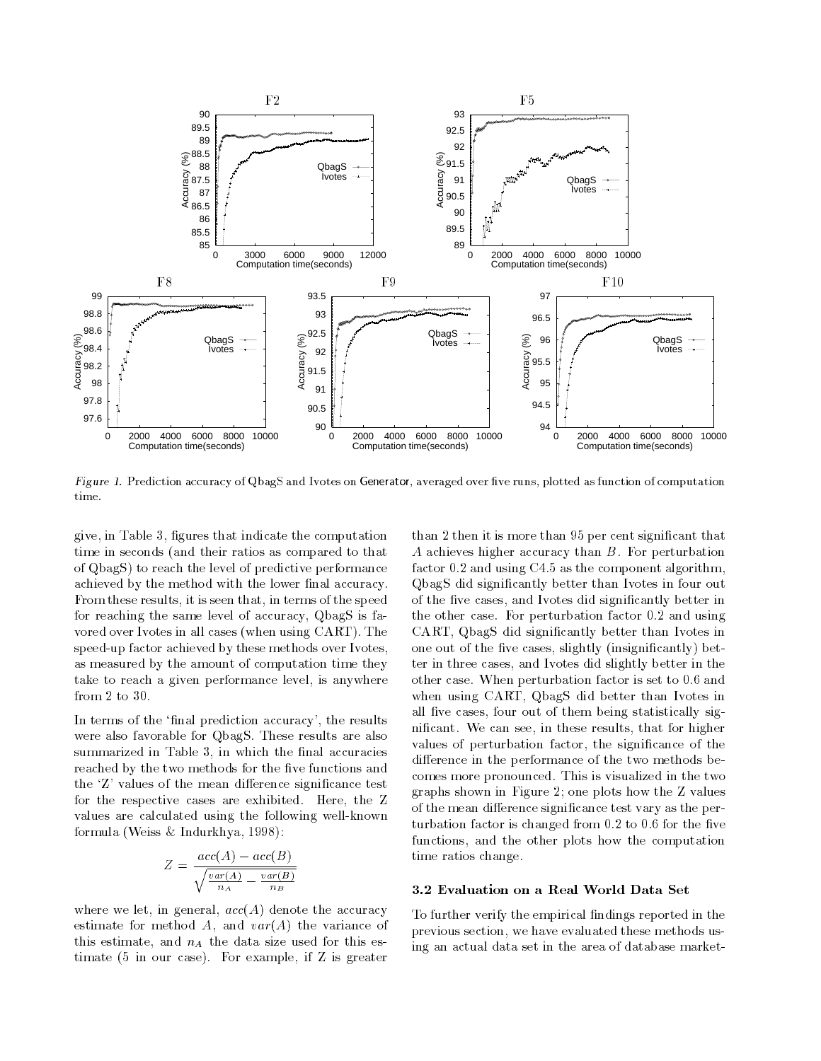*Figure 1.* Prediction accuracy of QbagS and Ivotes on Generator, averaged over five runs, plotted as function of computation time.

give, in Table 3, figures that indicate the computation time in seconds (and their ratios as compared to that of QbagS) to reach the level of predictive performance achieved by the method with the lower final accuracy. From these results, it is seen that, in terms of the speed for reaching the same level of accuracy, QbagS is favored over Ivotes in all cases (when using CART). The speed-up factor achieved by these methods over Ivotes, as measured by the amount of computation time they take to reach a given performance level, is anywhere from 2 to 30.

In terms of the 'final prediction accuracy', the results were also favorable for QbagS. These results are also summarized in Table 3, in which the final accuracies reached by the two methods for the five functions and the 'Z' values of the mean difference significance test for the respective cases are exhibited. Here, the Z values are calculated using the following well-known formula (Weiss & Indurkhya, 1998):

$$Z = \frac{acc(A) - acc(B)}{\sqrt{\frac{var(A)}{n_A} - \frac{var(B)}{n_B}}}$$

where we let, in general, $acc(A)$ denote the accuracy estimate for method $A$, and $var(A)$ the variance of this estimate, and $n_A$ the data size used for this estimate (5 in our case). For example, if Z is greater than 2 then it is more than 95 per cent significant that $A$ achieves higher accuracy than $B$. For perturbation factor 0.2 and using C4.5 as the component algorithm, QbagS did significantly better than Ivotes in four out of the five cases, and Ivotes did significantly better in the other case. For perturbation factor 0.2 and using CART, QbagS did significantly better than Ivotes in one out of the five cases, slightly (insignificantly) better in three cases, and Ivotes did slightly better in the other case. When perturbation factor is set to 0.6 and when using CART, QbagS did better than Ivotes in all five cases, four out of them being statistically significant. We can see, in these results, that for higher values of perturbation factor, the significance of the difference in the performance of the two methods becomes more pronounced. This is visualized in the two graphs shown in Figure 2; one plots how the Z values of the mean difference significance test vary as the perturbation factor is changed from 0.2 to 0.6 for the five functions, and the other plots how the computation time ratios change.

### 3.2 Evaluation on a Real World Data Set

To further verify the empirical findings reported in the previous section, we have evaluated these methods using an actual data set in the area of database market-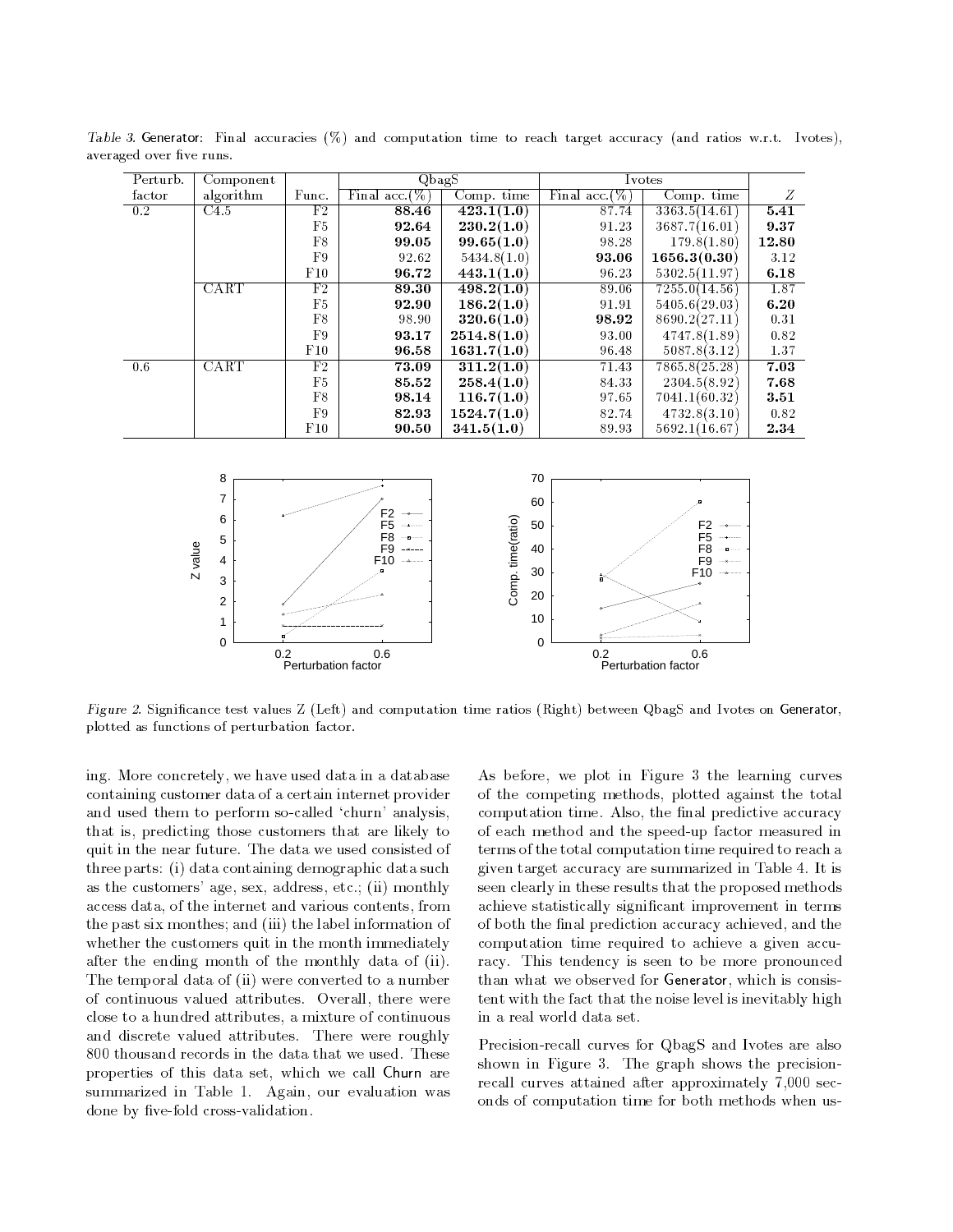*Table 3.* Generator: Final accuracies (%) and computation time to reach target accuracy (and ratios w.r.t. Ivotes), averaged over five runs.

| Perturb. factor | Component algorithm | Func. | QbagS | | Ivotes | | $Z$ |
|---|---|---|---|---|---|---|---|
| | | | Final acc.(%) | Comp. time | Final acc.(%) | Comp. time | |
| 0.2 | C4.5 | F2 | **88.46** | **423.1(1.0)** | 87.74 | 3363.5(14.61) | **5.41** |
| | | F5 | **92.64** | **230.2(1.0)** | 91.23 | 3687.7(16.01) | **9.37** |
| | | F8 | **99.05** | **99.65(1.0)** | 98.28 | 179.8(1.80) | **12.80** |
| | | F9 | 92.62 | 5434.8(1.0) | **93.06** | **1656.3(0.30)** | 3.12 |
| | | F10 | **96.72** | **443.1(1.0)** | 96.23 | 5302.5(11.97) | **6.18** |
| | CART | F2 | **89.30** | **498.2(1.0)** | 89.06 | 7255.0(14.56) | 1.87 |
| | | F5 | **92.90** | **186.2(1.0)** | 91.91 | 5405.6(29.03) | **6.20** |
| | | F8 | 98.90 | **320.6(1.0)** | **98.92** | 8690.2(27.11) | 0.31 |
| | | F9 | **93.17** | **2514.8(1.0)** | 93.00 | 4747.8(1.89) | 0.82 |
| | | F10 | **96.58** | **1631.7(1.0)** | 96.48 | 5087.8(3.12) | 1.37 |
| 0.6 | CART | F2 | **73.09** | **311.2(1.0)** | 71.43 | 7865.8(25.28) | **7.03** |
| | | F5 | **85.52** | **258.4(1.0)** | 84.33 | 2304.5(8.92) | **7.68** |
| | | F8 | **98.14** | **116.7(1.0)** | 97.65 | 7041.1(60.32) | **3.51** |
| | | F9 | **82.93** | **1524.7(1.0)** | 82.74 | 4732.8(3.10) | 0.82 |
| | | F10 | **90.50** | **341.5(1.0)** | 89.93 | 5692.1(16.67) | **2.34** |

*Figure 2.* Significance test values Z (Left) and computation time ratios (Right) between QbagS and Ivotes on Generator, plotted as functions of perturbation factor.

ing. More concretely, we have used data in a database containing customer data of a certain internet provider and used them to perform so-called 'churn' analysis, that is, predicting those customers that are likely to quit in the near future. The data we used consisted of three parts: (i) data containing demographic data such as the customers' age, sex, address, etc.; (ii) monthly access data, of the internet and various contents, from the past six monthes; and (iii) the label information of whether the customers quit in the month immediately after the ending month of the monthly data of (ii). The temporal data of (ii) were converted to a number of continuous valued attributes. Overall, there were close to a hundred attributes, a mixture of continuous and discrete valued attributes. There were roughly 800 thousand records in the data that we used. These properties of this data set, which we call Churn are summarized in Table 1. Again, our evaluation was done by five-fold cross-validation.

As before, we plot in Figure 3 the learning curves of the competing methods, plotted against the total computation time. Also, the final predictive accuracy of each method and the speed-up factor measured in terms of the total computation time required to reach a given target accuracy are summarized in Table 4. It is seen clearly in these results that the proposed methods achieve statistically significant improvement in terms of both the final prediction accuracy achieved, and the computation time required to achieve a given accuracy. This tendency is seen to be more pronounced than what we observed for Generator, which is consistent with the fact that the noise level is inevitably high in a real world data set.

Precision-recall curves for QbagS and Ivotes are also shown in Figure 3. The graph shows the precision-recall curves attained after approximately 7,000 seconds of computation time for both methods when us-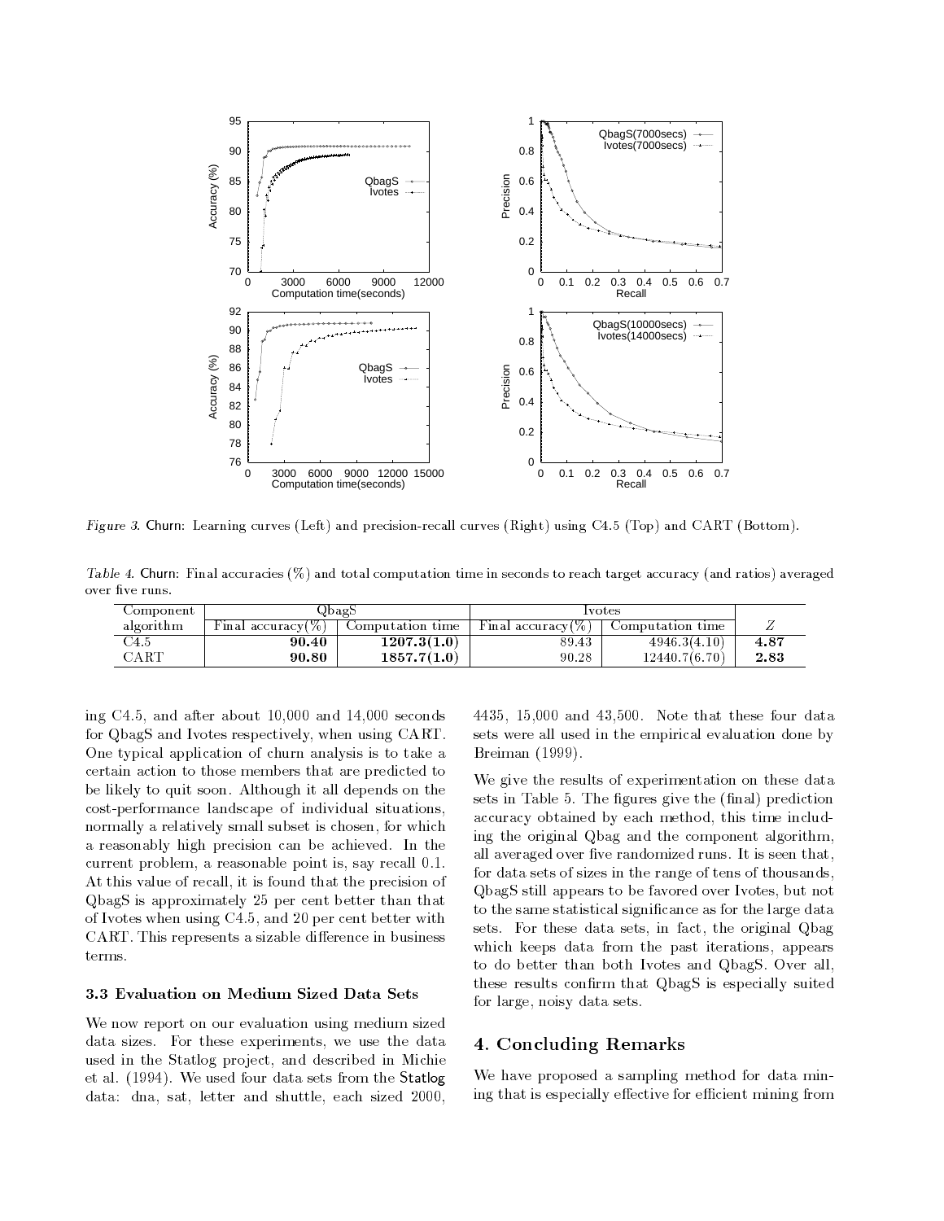*Figure 3.* Churn: Learning curves (Left) and precision-recall curves (Right) using C4.5 (Top) and CART (Bottom).

*Table 4.* Churn: Final accuracies (%) and total computation time in seconds to reach target accuracy (and ratios) averaged over five runs.

| Component algorithm | QbagS | | Ivotes | | $Z$ |
|---|---|---|---|---|---|
| | Final accuracy(%) | Computation time | Final accuracy(%) | Computation time | |
| C4.5 | **90.40** | **1207.3(1.0)** | 89.43 | 4946.3(4.10) | **4.87** |
| CART | **90.80** | **1857.7(1.0)** | 90.28 | 12440.7(6.70) | **2.83** |

ing C4.5, and after about 10,000 and 14,000 seconds for QbagS and Ivotes respectively, when using CART. One typical application of churn analysis is to take a certain action to those members that are predicted to be likely to quit soon. Although it all depends on the cost-performance landscape of individual situations, normally a relatively small subset is chosen, for which a reasonably high precision can be achieved. In the current problem, a reasonable point is, say recall 0.1. At this value of recall, it is found that the precision of QbagS is approximately 25 per cent better than that of Ivotes when using C4.5, and 20 per cent better with CART. This represents a sizable difference in business terms.

### 3.3 Evaluation on Medium Sized Data Sets

We now report on our evaluation using medium sized data sizes. For these experiments, we use the data used in the Statlog project, and described in Michie et al. (1994). We used four data sets from the Statlog data: dna, sat, letter and shuttle, each sized 2000, 4435, 15,000 and 43,500. Note that these four data sets were all used in the empirical evaluation done by Breiman (1999).

We give the results of experimentation on these data sets in Table 5. The figures give the (final) prediction accuracy obtained by each method, this time including the original Qbag and the component algorithm, all averaged over five randomized runs. It is seen that, for data sets of sizes in the range of tens of thousands, QbagS still appears to be favored over Ivotes, but not to the same statistical significance as for the large data sets. For these data sets, in fact, the original Qbag which keeps data from the past iterations, appears to do better than both Ivotes and QbagS. Over all, these results confirm that QbagS is especially suited for large, noisy data sets.

## 4. Concluding Remarks

We have proposed a sampling method for data mining that is especially effective for efficient mining from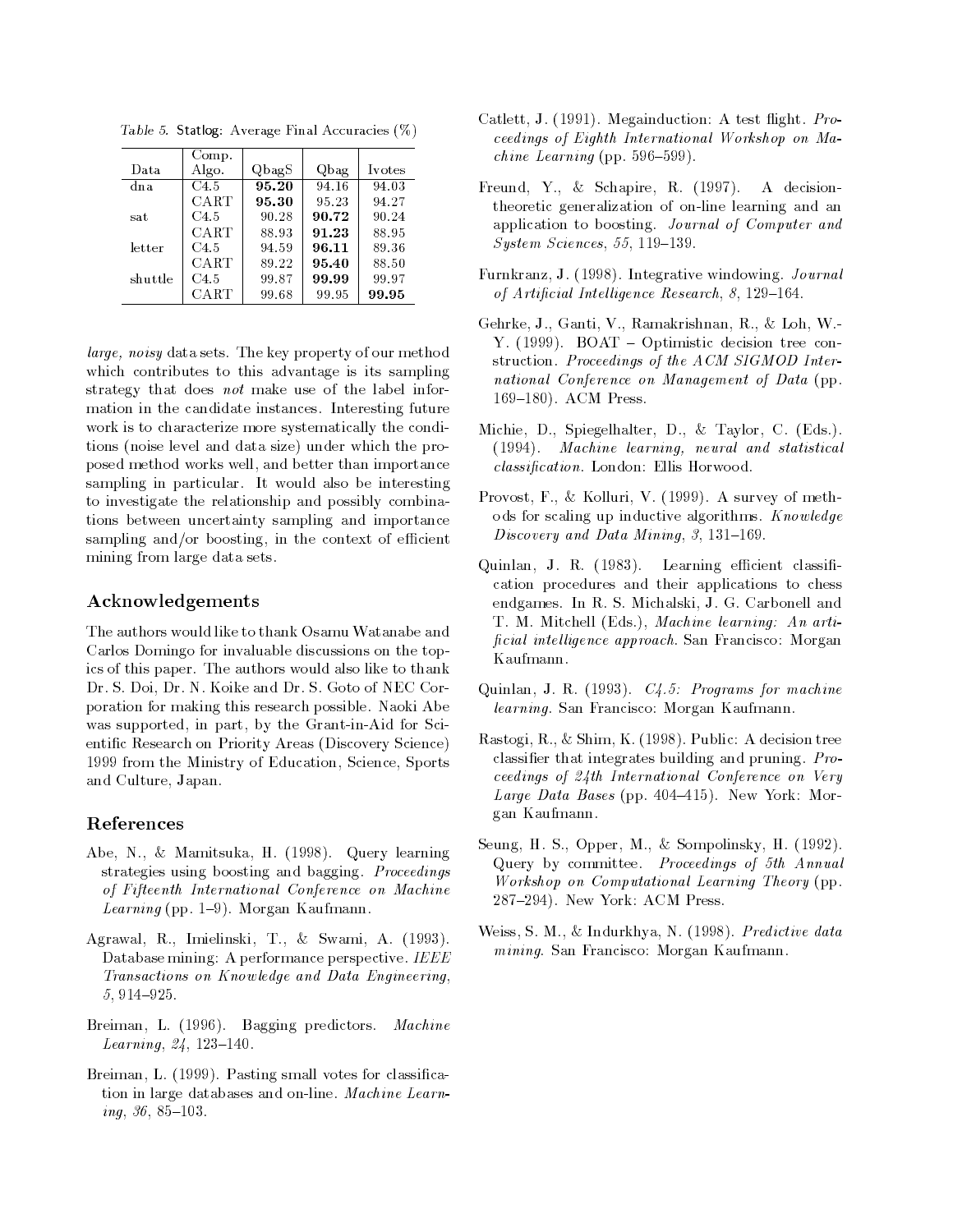*Table 5.* Statlog: Average Final Accuracies (%)

| Data | Comp. Algo. | QbagS | Qbag | Ivotes |
|---|---|---|---|---|
| dna | C4.5 | **95.20** | 94.16 | 94.03 |
| | CART | **95.30** | 95.23 | 94.27 |
| sat | C4.5 | 90.28 | **90.72** | 90.24 |
| | CART | 88.93 | **91.23** | 88.95 |
| letter | C4.5 | 94.59 | **96.11** | 89.36 |
| | CART | 89.22 | **95.40** | 88.50 |
| shuttle | C4.5 | 99.87 | **99.99** | 99.97 |
| | CART | 99.68 | 99.95 | **99.95** |

*large, noisy* data sets. The key property of our method which contributes to this advantage is its sampling strategy that does *not* make use of the label information in the candidate instances. Interesting future work is to characterize more systematically the conditions (noise level and data size) under which the proposed method works well, and better than importance sampling in particular. It would also be interesting to investigate the relationship and possibly combinations between uncertainty sampling and importance sampling and/or boosting, in the context of efficient mining from large data sets.

## Acknowledgements

The authors would like to thank Osamu Watanabe and Carlos Domingo for invaluable discussions on the topics of this paper. The authors would also like to thank Dr. S. Doi, Dr. N. Koike and Dr. S. Goto of NEC Corporation for making this research possible. Naoki Abe was supported, in part, by the Grant-in-Aid for Scientific Research on Priority Areas (Discovery Science) 1999 from the Ministry of Education, Science, Sports and Culture, Japan.

## References

Abe, N., & Mamitsuka, H. (1998). Query learning strategies using boosting and bagging. *Proceedings of Fifteenth International Conference on Machine Learning* (pp. 1–9). Morgan Kaufmann.

Agrawal, R., Imielinski, T., & Swami, A. (1993). Database mining: A performance perspective. *IEEE Transactions on Knowledge and Data Engineering*, *5*, 914–925.

Breiman, L. (1996). Bagging predictors. *Machine Learning*, *24*, 123–140.

Breiman, L. (1999). Pasting small votes for classification in large databases and on-line. *Machine Learning*, *36*, 85–103.

Catlett, J. (1991). Megainduction: A test flight. *Proceedings of Eighth International Workshop on Machine Learning* (pp. 596–599).

Freund, Y., & Schapire, R. (1997). A decision-theoretic generalization of on-line learning and an application to boosting. *Journal of Computer and System Sciences*, *55*, 119–139.

Furnkranz, J. (1998). Integrative windowing. *Journal of Artificial Intelligence Research*, *8*, 129–164.

Gehrke, J., Ganti, V., Ramakrishnan, R., & Loh, W.-Y. (1999). BOAT – Optimistic decision tree construction. *Proceedings of the ACM SIGMOD International Conference on Management of Data* (pp. 169–180). ACM Press.

Michie, D., Spiegelhalter, D., & Taylor, C. (Eds.). (1994). *Machine learning, neural and statistical classification*. London: Ellis Horwood.

Provost, F., & Kolluri, V. (1999). A survey of methods for scaling up inductive algorithms. *Knowledge Discovery and Data Mining*, *3*, 131–169.

Quinlan, J. R. (1983). Learning efficient classification procedures and their applications to chess endgames. In R. S. Michalski, J. G. Carbonell and T. M. Mitchell (Eds.), *Machine learning: An artificial intelligence approach*. San Francisco: Morgan Kaufmann.

Quinlan, J. R. (1993). *C4.5: Programs for machine learning*. San Francisco: Morgan Kaufmann.

Rastogi, R., & Shim, K. (1998). Public: A decision tree classifier that integrates building and pruning. *Proceedings of 24th International Conference on Very Large Data Bases* (pp. 404–415). New York: Morgan Kaufmann.

Seung, H. S., Opper, M., & Sompolinsky, H. (1992). Query by committee. *Proceedings of 5th Annual Workshop on Computational Learning Theory* (pp. 287–294). New York: ACM Press.

Weiss, S. M., & Indurkhya, N. (1998). *Predictive data mining*. San Francisco: Morgan Kaufmann.